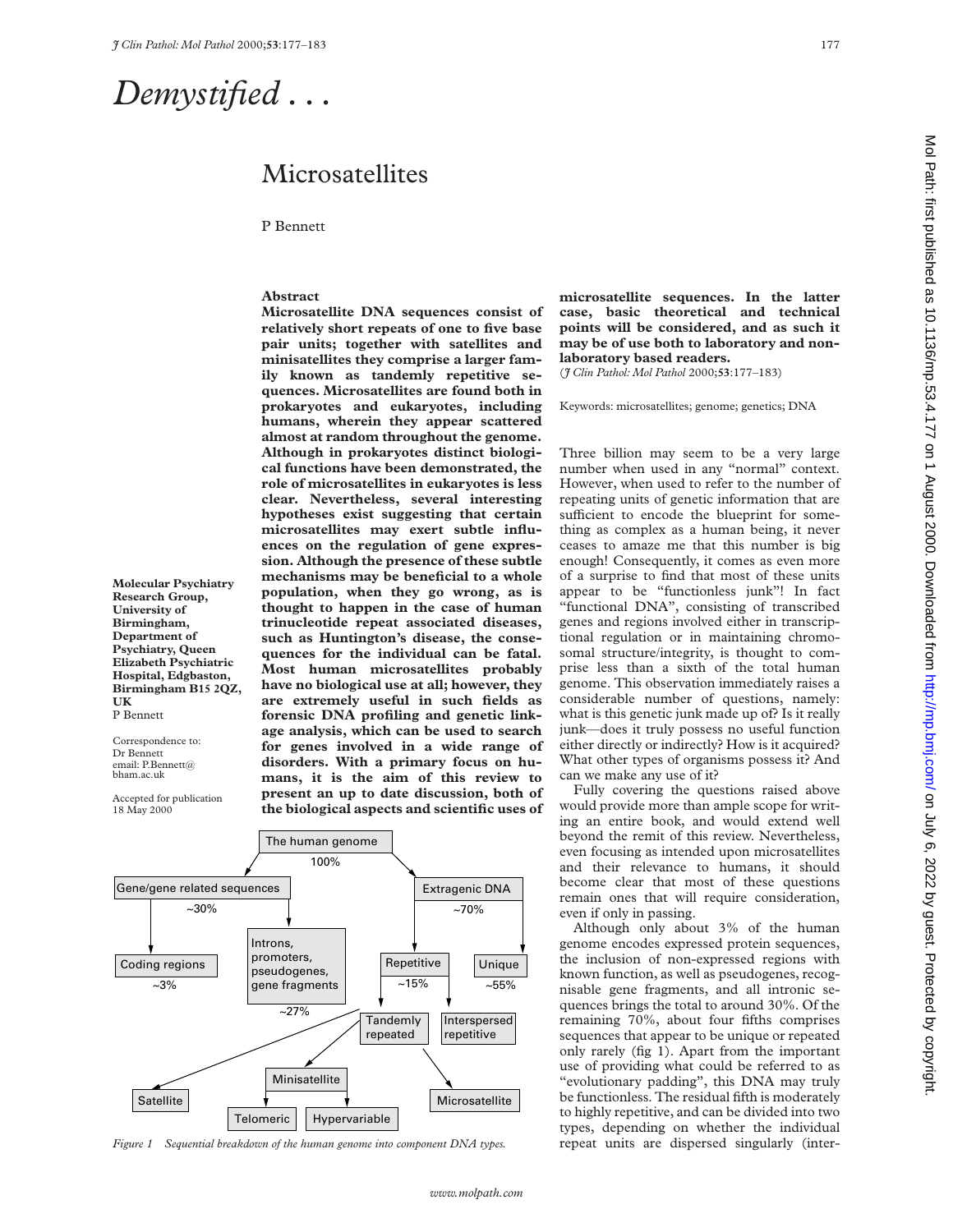# *Demystified . . .*

# Microsatellites

P Bennett

**Molecular Psychiatry Research Group, University of Birmingham, Department of Psychiatry, Queen Elizabeth Psychiatric Hospital, Edgbaston, Birmingham B15 2QZ, UK**
P Bennett

Correspondence to:
Dr Bennett
email: P.Bennett@bham.ac.uk

Accepted for publication 18 May 2000

## Abstract

**Microsatellite DNA sequences consist of relatively short repeats of one to five base pair units; together with satellites and minisatellites they comprise a larger family known as tandemly repetitive sequences. Microsatellites are found both in prokaryotes and eukaryotes, including humans, wherein they appear scattered almost at random throughout the genome. Although in prokaryotes distinct biological functions have been demonstrated, the role of microsatellites in eukaryotes is less clear. Nevertheless, several interesting hypotheses exist suggesting that certain microsatellites may exert subtle influences on the regulation of gene expression. Although the presence of these subtle mechanisms may be beneficial to a whole population, when they go wrong, as is thought to happen in the case of human trinucleotide repeat associated diseases, such as Huntington's disease, the consequences for the individual can be fatal. Most human microsatellites probably have no biological use at all; however, they are extremely useful in such fields as forensic DNA profiling and genetic linkage analysis, which can be used to search for genes involved in a wide range of disorders. With a primary focus on humans, it is the aim of this review to present an up to date discussion, both of the biological aspects and scientific uses of microsatellite sequences. In the latter case, basic theoretical and technical points will be considered, and as such it may be of use both to laboratory and non-laboratory based readers.**
(*J Clin Pathol: Mol Pathol* 2000;**53**:177–183)

Keywords: microsatellites; genome; genetics; DNA

The human genome
100%
Gene/gene related sequences
~30%
Extragenic DNA
~70%
Coding regions
~3%
Introns, promoters, pseudogenes, gene fragments
~27%
Repetitive
~15%
Unique
~55%
Tandemly repeated
Interspersed repetitive
Satellite
Minisatellite
Microsatellite
Telomeric
Hypervariable

*Figure 1 Sequential breakdown of the human genome into component DNA types.*

Three billion may seem to be a very large number when used in any "normal" context. However, when used to refer to the number of repeating units of genetic information that are sufficient to encode the blueprint for something as complex as a human being, it never ceases to amaze me that this number is big enough! Consequently, it comes as even more of a surprise to find that most of these units appear to be "functionless junk"! In fact "functional DNA", consisting of transcribed genes and regions involved either in transcriptional regulation or in maintaining chromosomal structure/integrity, is thought to comprise less than a sixth of the total human genome. This observation immediately raises a considerable number of questions, namely: what is this genetic junk made up of? Is it really junk—does it truly possess no useful function either directly or indirectly? How is it acquired? What other types of organisms possess it? And can we make any use of it?

Fully covering the questions raised above would provide more than ample scope for writing an entire book, and would extend well beyond the remit of this review. Nevertheless, even focusing as intended upon microsatellites and their relevance to humans, it should become clear that most of these questions remain ones that will require consideration, even if only in passing.

Although only about 3% of the human genome encodes expressed protein sequences, the inclusion of non-expressed regions with known function, as well as pseudogenes, recognisable gene fragments, and all intronic sequences brings the total to around 30%. Of the remaining 70%, about four fifths comprises sequences that appear to be unique or repeated only rarely (fig 1). Apart from the important use of providing what could be referred to as "evolutionary padding", this DNA may truly be functionless. The residual fifth is moderately to highly repetitive, and can be divided into two types, depending on whether the individual repeat units are dispersed singularly (inter-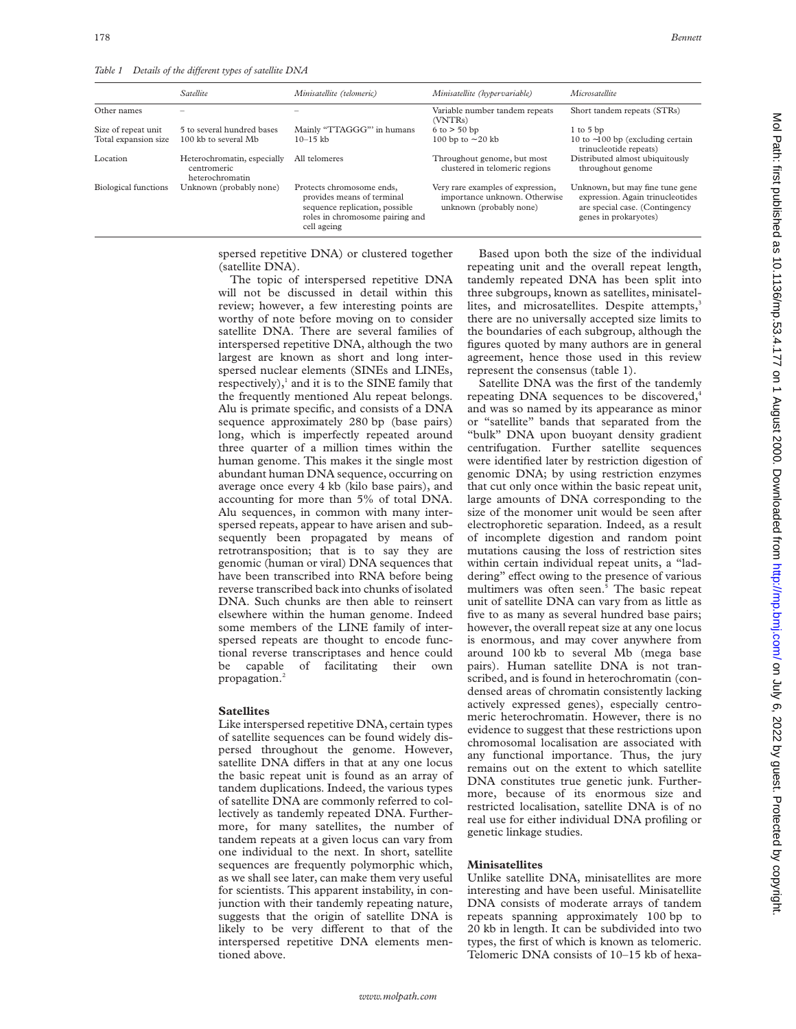*Table 1 Details of the different types of satellite DNA*

| | *Satellite* | *Minisatellite (telomeric)* | *Minisatellite (hypervariable)* | *Microsatellite* |
|---|---|---|---|---|
| Other names | – | – | Variable number tandem repeats (VNTRs) | Short tandem repeats (STRs) |
| Size of repeat unit | 5 to several hundred bases | Mainly "TTAGGG" in humans | 6 to > 50 bp | 1 to 5 bp |
| Total expansion size | 100 kb to several Mb | 10–15 kb | 100 bp to ~20 kb | 10 to ~100 bp (excluding certain trinucleotide repeats) |
| Location | Heterochromatin, especially centromeric heterochromatin | All telomeres | Throughout genome, but most clustered in telomeric regions | Distributed almost ubiquitously throughout genome |
| Biological functions | Unknown (probably none) | Protects chromosome ends, provides means of terminal sequence replication, possible roles in chromosome pairing and cell ageing | Very rare examples of expression, importance unknown. Otherwise unknown (probably none) | Unknown, but may fine tune gene expression. Again trinucleotides are special case. (Contingency genes in prokaryotes) |

spersed repetitive DNA) or clustered together (satellite DNA).

The topic of interspersed repetitive DNA will not be discussed in detail within this review; however, a few interesting points are worthy of note before moving on to consider satellite DNA. There are several families of interspersed repetitive DNA, although the two largest are known as short and long interspersed nuclear elements (SINEs and LINEs, respectively),[1] and it is to the SINE family that the frequently mentioned Alu repeat belongs. Alu is primate specific, and consists of a DNA sequence approximately 280 bp (base pairs) long, which is imperfectly repeated around three quarter of a million times within the human genome. This makes it the single most abundant human DNA sequence, occurring on average once every 4 kb (kilo base pairs), and accounting for more than 5% of total DNA. Alu sequences, in common with many interspersed repeats, appear to have arisen and subsequently been propagated by means of retrotransposition; that is to say they are genomic (human or viral) DNA sequences that have been transcribed into RNA before being reverse transcribed back into chunks of isolated DNA. Such chunks are then able to reinsert elsewhere within the human genome. Indeed some members of the LINE family of interspersed repeats are thought to encode functional reverse transcriptases and hence could be capable of facilitating their own propagation.[2]

## Satellites

Like interspersed repetitive DNA, certain types of satellite sequences can be found widely dispersed throughout the genome. However, satellite DNA differs in that at any one locus the basic repeat unit is found as an array of tandem duplications. Indeed, the various types of satellite DNA are commonly referred to collectively as tandemly repeated DNA. Furthermore, for many satellites, the number of tandem repeats at a given locus can vary from one individual to the next. In short, satellite sequences are frequently polymorphic which, as we shall see later, can make them very useful for scientists. This apparent instability, in conjunction with their tandemly repeating nature, suggests that the origin of satellite DNA is likely to be very different to that of the interspersed repetitive DNA elements mentioned above.

Based upon both the size of the individual repeating unit and the overall repeat length, tandemly repeated DNA has been split into three subgroups, known as satellites, minisatellites, and microsatellites. Despite attempts,[3] there are no universally accepted size limits to the boundaries of each subgroup, although the figures quoted by many authors are in general agreement, hence those used in this review represent the consensus (table 1).

Satellite DNA was the first of the tandemly repeating DNA sequences to be discovered,[4] and was so named by its appearance as minor or "satellite" bands that separated from the "bulk" DNA upon buoyant density gradient centrifugation. Further satellite sequences were identified later by restriction digestion of genomic DNA; by using restriction enzymes that cut only once within the basic repeat unit, large amounts of DNA corresponding to the size of the monomer unit would be seen after electrophoretic separation. Indeed, as a result of incomplete digestion and random point mutations causing the loss of restriction sites within certain individual repeat units, a "laddering" effect owing to the presence of various multimers was often seen.[5] The basic repeat unit of satellite DNA can vary from as little as five to as many as several hundred base pairs; however, the overall repeat size at any one locus is enormous, and may cover anywhere from around 100 kb to several Mb (mega base pairs). Human satellite DNA is not transcribed, and is found in heterochromatin (condensed areas of chromatin consistently lacking actively expressed genes), especially centromeric heterochromatin. However, there is no evidence to suggest that these restrictions upon chromosomal localisation are associated with any functional importance. Thus, the jury remains out on the extent to which satellite DNA constitutes true genetic junk. Furthermore, because of its enormous size and restricted localisation, satellite DNA is of no real use for either individual DNA profiling or genetic linkage studies.

## Minisatellites

Unlike satellite DNA, minisatellites are more interesting and have been useful. Minisatellite DNA consists of moderate arrays of tandem repeats spanning approximately 100 bp to 20 kb in length. It can be subdivided into two types, the first of which is known as telomeric. Telomeric DNA consists of 10–15 kb of hexa-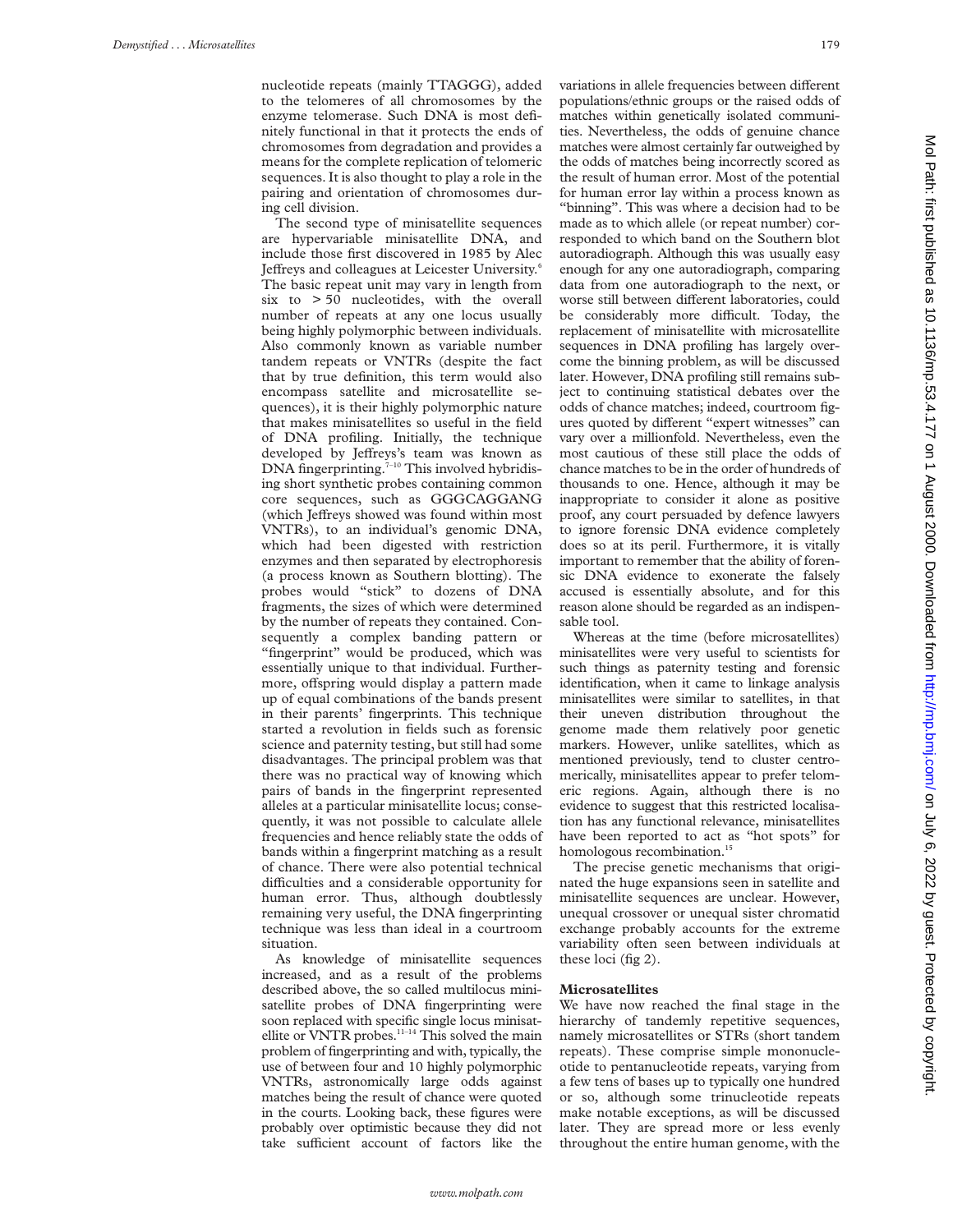nucleotide repeats (mainly TTAGGG), added to the telomeres of all chromosomes by the enzyme telomerase. Such DNA is most definitely functional in that it protects the ends of chromosomes from degradation and provides a means for the complete replication of telomeric sequences. It is also thought to play a role in the pairing and orientation of chromosomes during cell division.

The second type of minisatellite sequences are hypervariable minisatellite DNA, and include those first discovered in 1985 by Alec Jeffreys and colleagues at Leicester University.[6] The basic repeat unit may vary in length from six to > 50 nucleotides, with the overall number of repeats at any one locus usually being highly polymorphic between individuals. Also commonly known as variable number tandem repeats or VNTRs (despite the fact that by true definition, this term would also encompass satellite and microsatellite sequences), it is their highly polymorphic nature that makes minisatellites so useful in the field of DNA profiling. Initially, the technique developed by Jeffreys's team was known as DNA fingerprinting.[7–10] This involved hybridising short synthetic probes containing common core sequences, such as GGGCAGGANG (which Jeffreys showed was found within most VNTRs), to an individual's genomic DNA, which had been digested with restriction enzymes and then separated by electrophoresis (a process known as Southern blotting). The probes would "stick" to dozens of DNA fragments, the sizes of which were determined by the number of repeats they contained. Consequently a complex banding pattern or "fingerprint" would be produced, which was essentially unique to that individual. Furthermore, offspring would display a pattern made up of equal combinations of the bands present in their parents' fingerprints. This technique started a revolution in fields such as forensic science and paternity testing, but still had some disadvantages. The principal problem was that there was no practical way of knowing which pairs of bands in the fingerprint represented alleles at a particular minisatellite locus; consequently, it was not possible to calculate allele frequencies and hence reliably state the odds of bands within a fingerprint matching as a result of chance. There were also potential technical difficulties and a considerable opportunity for human error. Thus, although doubtlessly remaining very useful, the DNA fingerprinting technique was less than ideal in a courtroom situation.

As knowledge of minisatellite sequences increased, and as a result of the problems described above, the so called multilocus minisatellite probes of DNA fingerprinting were soon replaced with specific single locus minisatellite or VNTR probes.[11–14] This solved the main problem of fingerprinting and with, typically, the use of between four and 10 highly polymorphic VNTRs, astronomically large odds against matches being the result of chance were quoted in the courts. Looking back, these figures were probably over optimistic because they did not take sufficient account of factors like the variations in allele frequencies between different populations/ethnic groups or the raised odds of matches within genetically isolated communities. Nevertheless, the odds of genuine chance matches were almost certainly far outweighed by the odds of matches being incorrectly scored as the result of human error. Most of the potential for human error lay within a process known as "binning". This was where a decision had to be made as to which allele (or repeat number) corresponded to which band on the Southern blot autoradiograph. Although this was usually easy enough for any one autoradiograph, comparing data from one autoradiograph to the next, or worse still between different laboratories, could be considerably more difficult. Today, the replacement of minisatellite with microsatellite sequences in DNA profiling has largely overcome the binning problem, as will be discussed later. However, DNA profiling still remains subject to continuing statistical debates over the odds of chance matches; indeed, courtroom figures quoted by different "expert witnesses" can vary over a millionfold. Nevertheless, even the most cautious of these still place the odds of chance matches to be in the order of hundreds of thousands to one. Hence, although it may be inappropriate to consider it alone as positive proof, any court persuaded by defence lawyers to ignore forensic DNA evidence completely does so at its peril. Furthermore, it is vitally important to remember that the ability of forensic DNA evidence to exonerate the falsely accused is essentially absolute, and for this reason alone should be regarded as an indispensable tool.

Whereas at the time (before microsatellites) minisatellites were very useful to scientists for such things as paternity testing and forensic identification, when it came to linkage analysis minisatellites were similar to satellites, in that their uneven distribution throughout the genome made them relatively poor genetic markers. However, unlike satellites, which as mentioned previously, tend to cluster centromerically, minisatellites appear to prefer telomeric regions. Again, although there is no evidence to suggest that this restricted localisation has any functional relevance, minisatellites have been reported to act as "hot spots" for homologous recombination.[15]

The precise genetic mechanisms that originated the huge expansions seen in satellite and minisatellite sequences are unclear. However, unequal crossover or unequal sister chromatid exchange probably accounts for the extreme variability often seen between individuals at these loci (fig 2).

## Microsatellites

We have now reached the final stage in the hierarchy of tandemly repetitive sequences, namely microsatellites or STRs (short tandem repeats). These comprise simple mononucleotide to pentanucleotide repeats, varying from a few tens of bases up to typically one hundred or so, although some trinucleotide repeats make notable exceptions, as will be discussed later. They are spread more or less evenly throughout the entire human genome, with the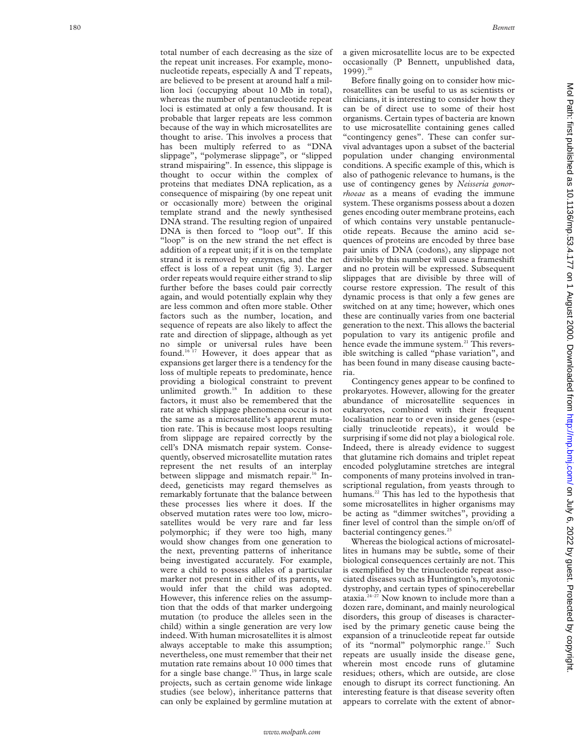total number of each decreasing as the size of the repeat unit increases. For example, mononucleotide repeats, especially A and T repeats, are believed to be present at around half a million loci (occupying about 10 Mb in total), whereas the number of pentanucleotide repeat loci is estimated at only a few thousand. It is probable that larger repeats are less common because of the way in which microsatellites are thought to arise. This involves a process that has been multiply referred to as "DNA slippage", "polymerase slippage", or "slipped strand mispairing". In essence, this slippage is thought to occur within the complex of proteins that mediates DNA replication, as a consequence of mispairing (by one repeat unit or occasionally more) between the original template strand and the newly synthesised DNA strand. The resulting region of unpaired DNA is then forced to "loop out". If this "loop" is on the new strand the net effect is addition of a repeat unit; if it is on the template strand it is removed by enzymes, and the net effect is loss of a repeat unit (fig 3). Larger order repeats would require either strand to slip further before the bases could pair correctly again, and would potentially explain why they are less common and often more stable. Other factors such as the number, location, and sequence of repeats are also likely to affect the rate and direction of slippage, although as yet no simple or universal rules have been found.[16 17] However, it does appear that as expansions get larger there is a tendency for the loss of multiple repeats to predominate, hence providing a biological constraint to prevent unlimited growth.[18] In addition to these factors, it must also be remembered that the rate at which slippage phenomena occur is not the same as a microsatellite's apparent mutation rate. This is because most loops resulting from slippage are repaired correctly by the cell's DNA mismatch repair system. Consequently, observed microsatellite mutation rates represent the net results of an interplay between slippage and mismatch repair.[16] Indeed, geneticists may regard themselves as remarkably fortunate that the balance between these processes lies where it does. If the observed mutation rates were too low, microsatellites would be very rare and far less polymorphic; if they were too high, many would show changes from one generation to the next, preventing patterns of inheritance being investigated accurately. For example, were a child to possess alleles of a particular marker not present in either of its parents, we would infer that the child was adopted. However, this inference relies on the assumption that the odds of that marker undergoing mutation (to produce the alleles seen in the child) within a single generation are very low indeed. With human microsatellites it is almost always acceptable to make this assumption; nevertheless, one must remember that their net mutation rate remains about 10 000 times that for a single base change.[19] Thus, in large scale projects, such as certain genome wide linkage studies (see below), inheritance patterns that can only be explained by germline mutation at a given microsatellite locus are to be expected occasionally (P Bennett, unpublished data, 1999).[20]

Before finally going on to consider how microsatellites can be useful to us as scientists or clinicians, it is interesting to consider how they can be of direct use to some of their host organisms. Certain types of bacteria are known to use microsatellite containing genes called "contingency genes". These can confer survival advantages upon a subset of the bacterial population under changing environmental conditions. A specific example of this, which is also of pathogenic relevance to humans, is the use of contingency genes by *Neisseria gonorrhoeae* as a means of evading the immune system. These organisms possess about a dozen genes encoding outer membrane proteins, each of which contains very unstable pentanucleotide repeats. Because the amino acid sequences of proteins are encoded by three base pair units of DNA (codons), any slippage not divisible by this number will cause a frameshift and no protein will be expressed. Subsequent slippages that are divisible by three will of course restore expression. The result of this dynamic process is that only a few genes are switched on at any time; however, which ones these are continually varies from one bacterial generation to the next. This allows the bacterial population to vary its antigenic profile and hence evade the immune system.[21] This reversible switching is called "phase variation", and has been found in many disease causing bacteria.

Contingency genes appear to be confined to prokaryotes. However, allowing for the greater abundance of microsatellite sequences in eukaryotes, combined with their frequent localisation near to or even inside genes (especially trinucleotide repeats), it would be surprising if some did not play a biological role. Indeed, there is already evidence to suggest that glutamine rich domains and triplet repeat encoded polyglutamine stretches are integral components of many proteins involved in transcriptional regulation, from yeasts through to humans.[22] This has led to the hypothesis that some microsatellites in higher organisms may be acting as "dimmer switches", providing a finer level of control than the simple on/off of bacterial contingency genes.[23]

Whereas the biological actions of microsatellites in humans may be subtle, some of their biological consequences certainly are not. This is exemplified by the trinucleotide repeat associated diseases such as Huntington's, myotonic dystrophy, and certain types of spinocerebellar ataxia.[24–27] Now known to include more than a dozen rare, dominant, and mainly neurological disorders, this group of diseases is characterised by the primary genetic cause being the expansion of a trinucleotide repeat far outside of its "normal" polymorphic range.[17] Such repeats are usually inside the disease gene, wherein most encode runs of glutamine residues; others, which are outside, are close enough to disrupt its correct functioning. An interesting feature is that disease severity often appears to correlate with the extent of abnor-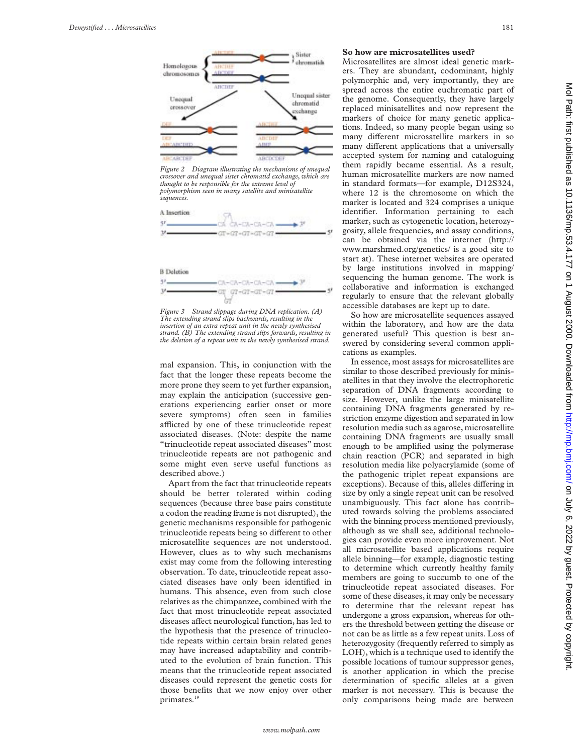Homologous chromosomes

Sister chromatids

ABCDEF

ABCDEF

ABCDEF

ABCDEF

Unequal crossover

Unequal sister chromatid exchange

DEF

DEF

ABCABCDEF

ABCABCDEF

ABCDEF

ABCDEF

ABEF

ABCDCDEF

*Figure 2 Diagram illustrating the mechanisms of unequal crossover and unequal sister chromatid exchange, which are thought to be responsible for the extreme level of polymorphism seen in many satellite and minisatellite sequences.*

A Insertion

5′ CA CA-CA-CA-CA 3′

3′ GT-GT-GT-GT-GT 5′

B Deletion

5′ CA-CA-CA-CA-CA 3′

3′ GT GT-GT-GT-GT 5′

*Figure 3 Strand slippage during DNA replication. (A) The extending strand slips backwards, resulting in the insertion of an extra repeat unit in the newly synthesised strand. (B) The extending strand slips forwards, resulting in the deletion of a repeat unit in the newly synthesised strand.*

mal expansion. This, in conjunction with the fact that the longer these repeats become the more prone they seem to yet further expansion, may explain the anticipation (successive generations experiencing earlier onset or more severe symptoms) often seen in families afflicted by one of these trinucleotide repeat associated diseases. (Note: despite the name "trinucleotide repeat associated diseases" most trinucleotide repeats are not pathogenic and some might even serve useful functions as described above.)

Apart from the fact that trinucleotide repeats should be better tolerated within coding sequences (because three base pairs constitute a codon the reading frame is not disrupted), the genetic mechanisms responsible for pathogenic trinucleotide repeats being so different to other microsatellite sequences are not understood. However, clues as to why such mechanisms exist may come from the following interesting observation. To date, trinucleotide repeat associated diseases have only been identified in humans. This absence, even from such close relatives as the chimpanzee, combined with the fact that most trinucleotide repeat associated diseases affect neurological function, has led to the hypothesis that the presence of trinucleotide repeats within certain brain related genes may have increased adaptability and contributed to the evolution of brain function. This means that the trinucleotide repeat associated diseases could represent the genetic costs for those benefits that we now enjoy over other primates.[19]

**So how are microsatellites used?**

Microsatellites are almost ideal genetic markers. They are abundant, codominant, highly polymorphic and, very importantly, they are spread across the entire euchromatic part of the genome. Consequently, they have largely replaced minisatellites and now represent the markers of choice for many genetic applications. Indeed, so many people began using so many different microsatellite markers in so many different applications that a universally accepted system for naming and cataloguing them rapidly became essential. As a result, human microsatellite markers are now named in standard formats—for example, D12S324, where 12 is the chromosome on which the marker is located and 324 comprises a unique identifier. Information pertaining to each marker, such as cytogenetic location, heterozygosity, allele frequencies, and assay conditions, can be obtained via the internet (http://www.marshmed.org/genetics/ is a good site to start at). These internet websites are operated by large institutions involved in mapping/sequencing the human genome. The work is collaborative and information is exchanged regularly to ensure that the relevant globally accessible databases are kept up to date.

So how are microsatellite sequences assayed within the laboratory, and how are the data generated useful? This question is best answered by considering several common applications as examples.

In essence, most assays for microsatellites are similar to those described previously for minisatellites in that they involve the electrophoretic separation of DNA fragments according to size. However, unlike the large minisatellite containing DNA fragments generated by restriction enzyme digestion and separated in low resolution media such as agarose, microsatellite containing DNA fragments are usually small enough to be amplified using the polymerase chain reaction (PCR) and separated in high resolution media like polyacrylamide (some of the pathogenic triplet repeat expansions are exceptions). Because of this, alleles differing in size by only a single repeat unit can be resolved unambiguously. This fact alone has contributed towards solving the problems associated with the binning process mentioned previously, although as we shall see, additional technologies can provide even more improvement. Not all microsatellite based applications require allele binning—for example, diagnostic testing to determine which currently healthy family members are going to succumb to one of the trinucleotide repeat associated diseases. For some of these diseases, it may only be necessary to determine that the relevant repeat has undergone a gross expansion, whereas for others the threshold between getting the disease or not can be as little as a few repeat units. Loss of heterozygosity (frequently referred to simply as LOH), which is a technique used to identify the possible locations of tumour suppressor genes, is another application in which the precise determination of specific alleles at a given marker is not necessary. This is because the only comparisons being made are between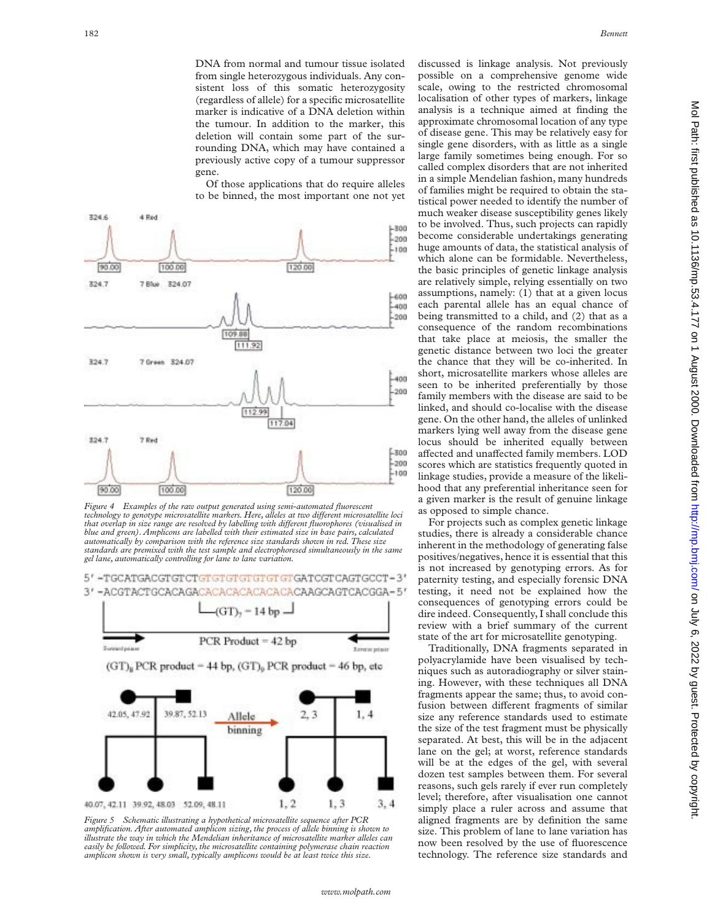DNA from normal and tumour tissue isolated from single heterozygous individuals. Any consistent loss of this somatic heterozygosity (regardless of allele) for a specific microsatellite marker is indicative of a DNA deletion within the tumour. In addition to the marker, this deletion will contain some part of the surrounding DNA, which may have contained a previously active copy of a tumour suppressor gene.

Of those applications that do require alleles to be binned, the most important one not yet discussed is linkage analysis. Not previously possible on a comprehensive genome wide scale, owing to the restricted chromosomal localisation of other types of markers, linkage analysis is a technique aimed at finding the approximate chromosomal location of any type of disease gene. This may be relatively easy for single gene disorders, with as little as a single large family sometimes being enough. For so called complex disorders that are not inherited in a simple Mendelian fashion, many hundreds of families might be required to obtain the statistical power needed to identify the number of much weaker disease susceptibility genes likely to be involved. Thus, such projects can rapidly become considerable undertakings generating huge amounts of data, the statistical analysis of which alone can be formidable. Nevertheless, the basic principles of genetic linkage analysis are relatively simple, relying essentially on two assumptions, namely: (1) that at a given locus each parental allele has an equal chance of being transmitted to a child, and (2) that as a consequence of the random recombinations that take place at meiosis, the smaller the genetic distance between two loci the greater the chance that they will be co-inherited. In short, microsatellite markers whose alleles are seen to be inherited preferentially by those family members with the disease are said to be linked, and should co-localise with the disease gene. On the other hand, the alleles of unlinked markers lying well away from the disease gene locus should be inherited equally between affected and unaffected family members. LOD scores which are statistics frequently quoted in linkage studies, provide a measure of the likelihood that any preferential inheritance seen for a given marker is the result of genuine linkage as opposed to simple chance.

For projects such as complex genetic linkage studies, there is already a considerable chance inherent in the methodology of generating false positives/negatives, hence it is essential that this is not increased by genotyping errors. As for paternity testing, and especially forensic DNA testing, it need not be explained how the consequences of genotyping errors could be dire indeed. Consequently, I shall conclude this review with a brief summary of the current state of the art for microsatellite genotyping.

Traditionally, DNA fragments separated in polyacrylamide have been visualised by techniques such as autoradiography or silver staining. However, with these techniques all DNA fragments appear the same; thus, to avoid confusion between different fragments of similar size any reference standards used to estimate the size of the test fragment must be physically separated. At best, this will be in the adjacent lane on the gel; at worst, reference standards will be at the edges of the gel, with several dozen test samples between them. For several reasons, such gels rarely if ever run completely level; therefore, after visualisation one cannot simply place a ruler across and assume that aligned fragments are by definition the same size. This problem of lane to lane variation has now been resolved by the use of fluorescence technology. The reference size standards and

324.6 4 Red
300 200 100
90.00 100.00 120.00
324.7 7 Blue 324.07
600 400 200
109.88 111.92
324.7 7 Green 324.07
400 200
112.99 117.04
324.7 7 Red
300 200 100
90.00 100.00 120.00

*Figure 4 Examples of the raw output generated using semi-automated fluorescent technology to genotype microsatellite markers. Here, alleles at two different microsatellite loci that overlap in size range are resolved by labelling with different fluorophores (visualised in blue and green). Amplicons are labelled with their estimated size in base pairs, calculated automatically by comparison with the reference size standards shown in red. These size standards are premixed with the test sample and electrophoresed simultaneously in the same gel lane, automatically controlling for lane to lane variation.*

5′-TGCATGACGTGTCTGTGTGTGTGTGTGTGATCGTCAGTGCCT-3′
3′-ACGTACTGCACAGACACACACACACACACAAGCAGTCACGGA-5′
$(GT)_7$ = 14 bp
Forward primer
PCR Product = 42 bp
Reverse primer
$(GT)_8$ PCR product = 44 bp, $(GT)_9$ PCR product = 46 bp, etc

42.05, 47.92 39.87, 52.13
Allele binning
2, 3 1, 4
40.07, 42.11 39.92, 48.03 52.09, 48.11
1, 2 1, 3 3, 4

*Figure 5 Schematic illustrating a hypothetical microsatellite sequence after PCR amplification. After automated amplicon sizing, the process of allele binning is shown to illustrate the way in which the Mendelian inheritance of microsatellite marker alleles can easily be followed. For simplicity, the microsatellite containing polymerase chain reaction amplicon shown is very small, typically amplicons would be at least twice this size.*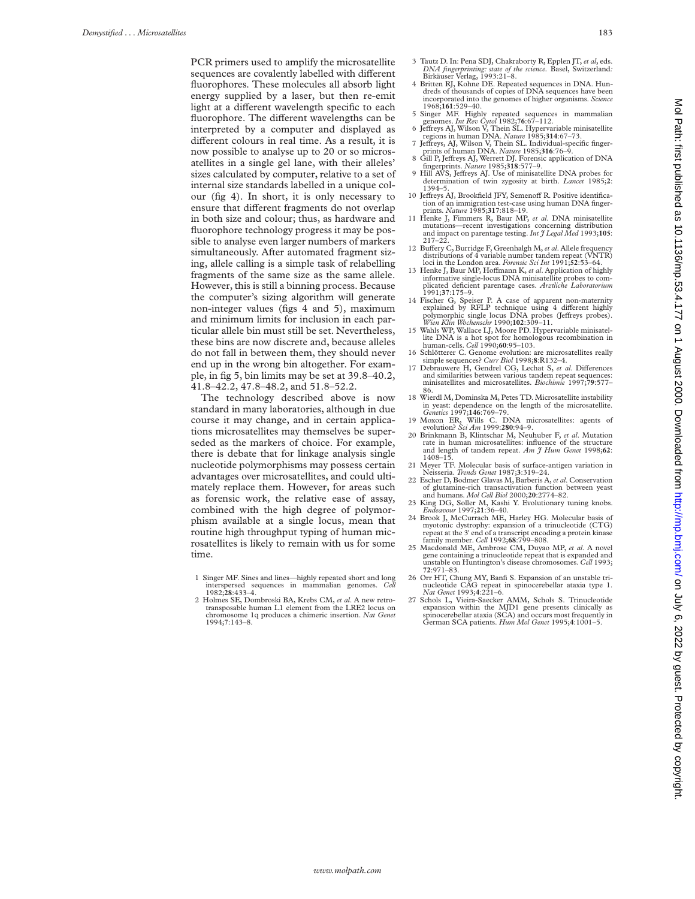PCR primers used to amplify the microsatellite sequences are covalently labelled with different fluorophores. These molecules all absorb light energy supplied by a laser, but then re-emit light at a different wavelength specific to each fluorophore. The different wavelengths can be interpreted by a computer and displayed as different colours in real time. As a result, it is now possible to analyse up to 20 or so microsatellites in a single gel lane, with their alleles' sizes calculated by computer, relative to a set of internal size standards labelled in a unique colour (fig 4). In short, it is only necessary to ensure that different fragments do not overlap in both size and colour; thus, as hardware and fluorophore technology progress it may be possible to analyse even larger numbers of markers simultaneously. After automated fragment sizing, allele calling is a simple task of relabelling fragments of the same size as the same allele. However, this is still a binning process. Because the computer's sizing algorithm will generate non-integer values (figs 4 and 5), maximum and minimum limits for inclusion in each particular allele bin must still be set. Nevertheless, these bins are now discrete and, because alleles do not fall in between them, they should never end up in the wrong bin altogether. For example, in fig 5, bin limits may be set at 39.8–40.2, 41.8–42.2, 47.8–48.2, and 51.8–52.2.

The technology described above is now standard in many laboratories, although in due course it may change, and in certain applications microsatellites may themselves be superseded as the markers of choice. For example, there is debate that for linkage analysis single nucleotide polymorphisms may possess certain advantages over microsatellites, and could ultimately replace them. However, for areas such as forensic work, the relative ease of assay, combined with the high degree of polymorphism available at a single locus, mean that routine high throughput typing of human microsatellites is likely to remain with us for some time.

1 Singer MF. Sines and lines—highly repeated short and long interspersed sequences in mammalian genomes. *Cell* 1982;**28**:433–4.
2 Holmes SE, Dombroski BA, Krebs CM, *et al*. A new retrotransposable human L1 element from the LRE2 locus on chromosome 1q produces a chimeric insertion. *Nat Genet* 1994;7:143–8.
3 Tautz D. In: Pena SDJ, Chakraborty R, Epplen JT, *et al*, eds. *DNA fingerprinting: state of the science*. Basel, Switzerland: Birkäuser Verlag, 1993:21–8.
4 Britten RJ, Kohne DE. Repeated sequences in DNA. Hundreds of thousands of copies of DNA sequences have been incorporated into the genomes of higher organisms. *Science* 1968;**161**:529–40.
5 Singer MF. Highly repeated sequences in mammalian genomes. *Int Rev Cytol* 1982;**76**:67–112.
6 Jeffreys AJ, Wilson V, Thein SL. Hypervariable minisatellite regions in human DNA. *Nature* 1985;**314**:67–73.
7 Jeffreys, AJ, Wilson V, Thein SL. Individual-specific fingerprints of human DNA. *Nature* 1985;**316**:76–9.
8 Gill P, Jeffreys AJ, Werrett DJ. Forensic application of DNA fingerprints. *Nature* 1985;**318**:577–9.
9 Hill AVS, Jeffreys AJ. Use of minisatellite DNA probes for determination of twin zygosity at birth. *Lancet* 1985;**2**:1394–5.
10 Jeffreys AJ, Brookfield JFY, Semenoff R. Positive identification of an immigration test-case using human DNA fingerprints. *Nature* 1985;**317**:818–19.
11 Henke J, Fimmers R, Baur MP, *et al*. DNA minisatellite mutations—recent investigations concerning distribution and impact on parentage testing. *Int J Legal Med* 1993;**105**:217–22.
12 Buffery C, Burridge F, Greenhalgh M, *et al*. Allele frequency distributions of 4 variable number tandem repeat (VNTR) loci in the London area. *Forensic Sci Int* 1991;**52**:53–64.
13 Henke J, Baur MP, Hoffmann K, *et al*. Application of highly informative single-locus DNA minisatellite probes to complicated deficient parentage cases. *Arztliche Laboratorium* 1991;**37**:175–9.
14 Fischer G, Speiser P. A case of apparent non-maternity explained by RFLP technique using 4 different highly polymorphic single locus DNA probes (Jeffreys probes). *Wien Klin Wochenschr* 1990;**102**:309–11.
15 Wahls WP, Wallace LJ, Moore PD. Hypervariable minisatellite DNA is a hot spot for homologous recombination in human-cells. *Cell* 1990;**60**:95–103.
16 Schlötterer C. Genome evolution: are microsatellites really simple sequences? *Curr Biol* 1998;**8**:R132–4.
17 Debrauwere H, Gendrel CG, Lechat S, *et al*. Differences and similarities between various tandem repeat sequences: minisatellites and microsatellites. *Biochimie* 1997;**79**:577–86.
18 Wierdl M, Dominska M, Petes TD. Microsatellite instability in yeast: dependence on the length of the microsatellite. *Genetics* 1997;**146**:769–79.
19 Moxon ER, Wills C. DNA microsatellites: agents of evolution? *Sci Am* 1999:**280**:94–9.
20 Brinkmann B, Klintschar M, Neuhuber F, *et al*. Mutation rate in human microsatellites: influence of the structure and length of tandem repeat. *Am J Hum Genet* 1998;**62**:1408–15.
21 Meyer TF. Molecular basis of surface-antigen variation in Neisseria. *Trends Genet* 1987;**3**:319–24.
22 Escher D, Bodmer Glavas M, Barberis A, *et al*. Conservation of glutamine-rich transactivation function between yeast and humans. *Mol Cell Biol* 2000;**20**:2774–82.
23 King DG, Soller M, Kashi Y. Evolutionary tuning knobs. *Endeavour* 1997;**21**:36–40.
24 Brook J, McCurrach ME, Harley HG. Molecular basis of myotonic dystrophy: expansion of a trinucleotide (CTG) repeat at the 3' end of a transcript encoding a protein kinase family member. *Cell* 1992;**68**:799–808.
25 Macdonald ME, Ambrose CM, Duyao MP, *et al*. A novel gene containing a trinucleotide repeat that is expanded and unstable on Huntington's disease chromosomes. *Cell* 1993;**72**:971–83.
26 Orr HT, Chung MY, Banfi S. Expansion of an unstable trinucleotide CAG repeat in spinocerebellar ataxia type 1. *Nat Genet* 1993;**4**:221–6.
27 Schols L, Vieira-Saecker AMM, Schols S. Trinucleotide expansion within the MJD1 gene presents clinically as spinocerebellar ataxia (SCA) and occurs most frequently in German SCA patients. *Hum Mol Genet* 1995;**4**:1001–5.